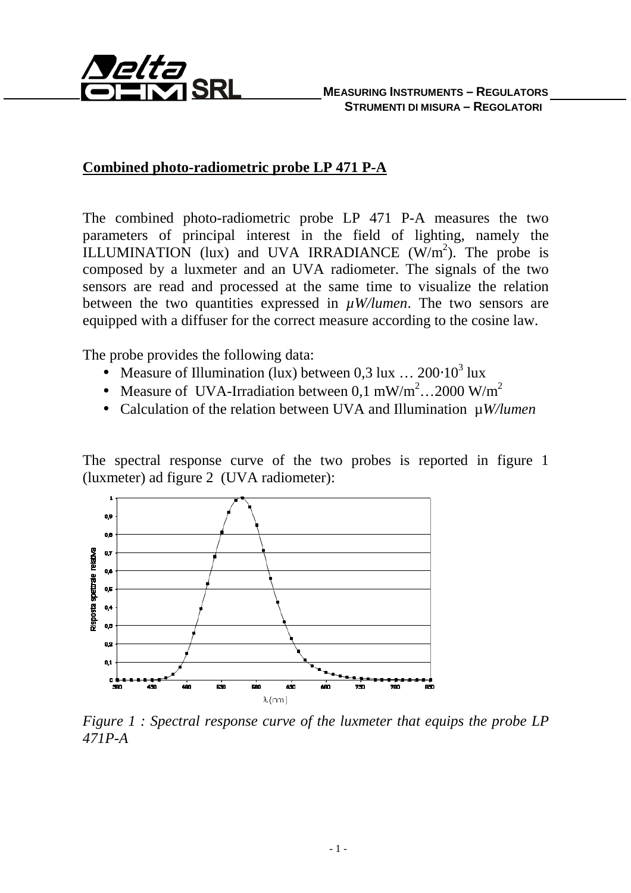## Combined photo-radiometric probe LP 471 P-A

The combined photo-radiometric probe LP 471 P-A measures the two parameters of principal interest in the field of lighting, namely the ILLUMINATION (lux) and UVA IRRADIANCE ($W/m^2$). The probe is composed by a luxmeter and an UVA radiometer. The signals of the two sensors are read and processed at the same time to visualize the relation between the two quantities expressed in *µW/lumen*. The two sensors are equipped with a diffuser for the correct measure according to the cosine law.

The probe provides the following data:

- Measure of Illumination (lux) between 0,3 lux … $200{\cdot}10^3$ lux
- Measure of UVA-Irradiation between 0,1 $mW/m^2$…2000 $W/m^2$
- Calculation of the relation between UVA and Illumination µ*W/lumen*

The spectral response curve of the two probes is reported in figure 1 (luxmeter) ad figure 2 (UVA radiometer):

*Figure 1 : Spectral response curve of the luxmeter that equips the probe LP 471P-A*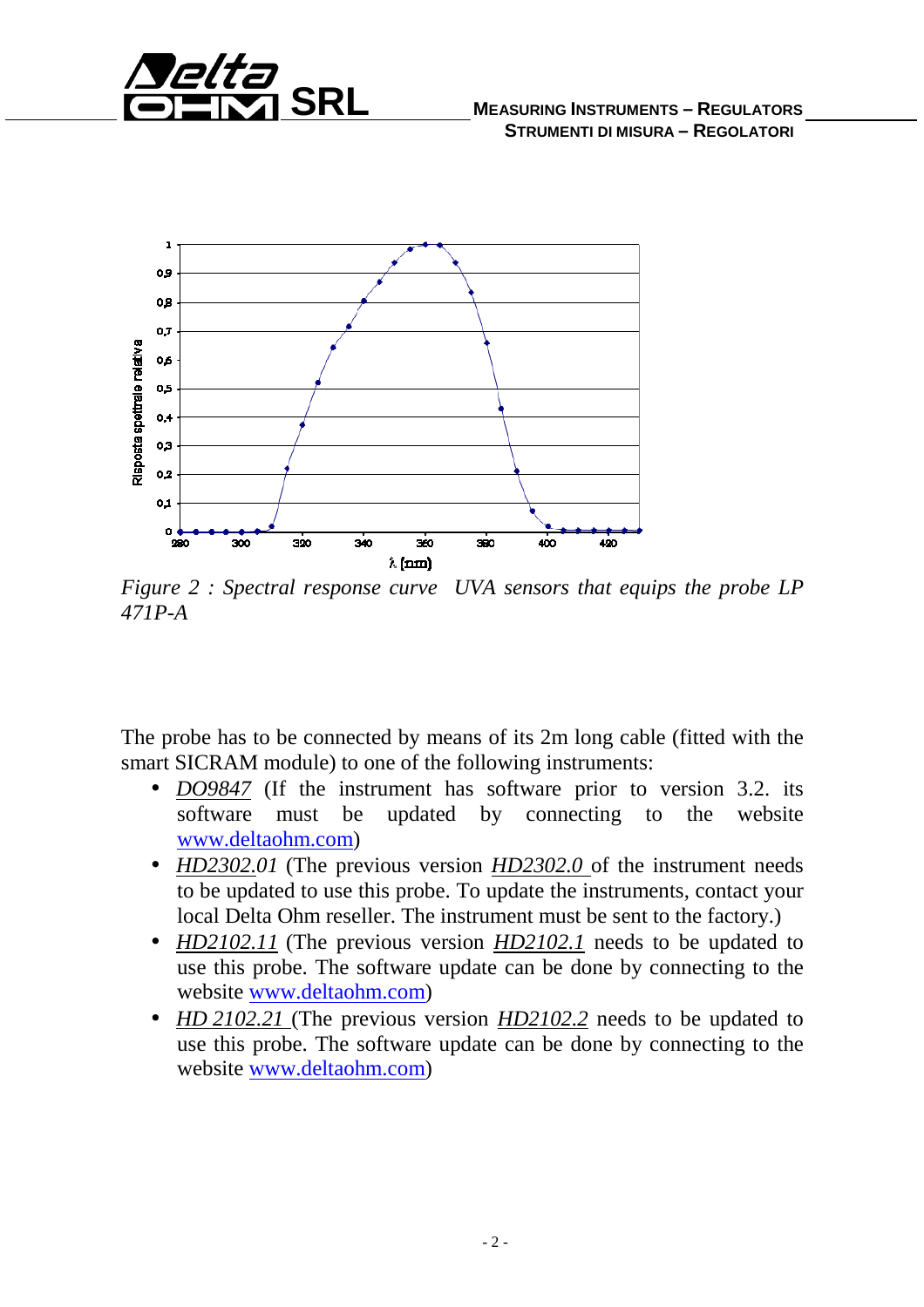*Figure 2 : Spectral response curve  UVA sensors that equips the probe LP 471P-A*

The probe has to be connected by means of its 2m long cable (fitted with the smart SICRAM module) to one of the following instruments:

- *DO9847* (If the instrument has software prior to version 3.2. its software must be updated by connecting to the website www.deltaohm.com)
- *HD2302.01* (The previous version *HD2302.0* of the instrument needs to be updated to use this probe. To update the instruments, contact your local Delta Ohm reseller. The instrument must be sent to the factory.)
- *HD2102.11* (The previous version *HD2102.1* needs to be updated to use this probe. The software update can be done by connecting to the website www.deltaohm.com)
- *HD 2102.21* (The previous version *HD2102.2* needs to be updated to use this probe. The software update can be done by connecting to the website www.deltaohm.com)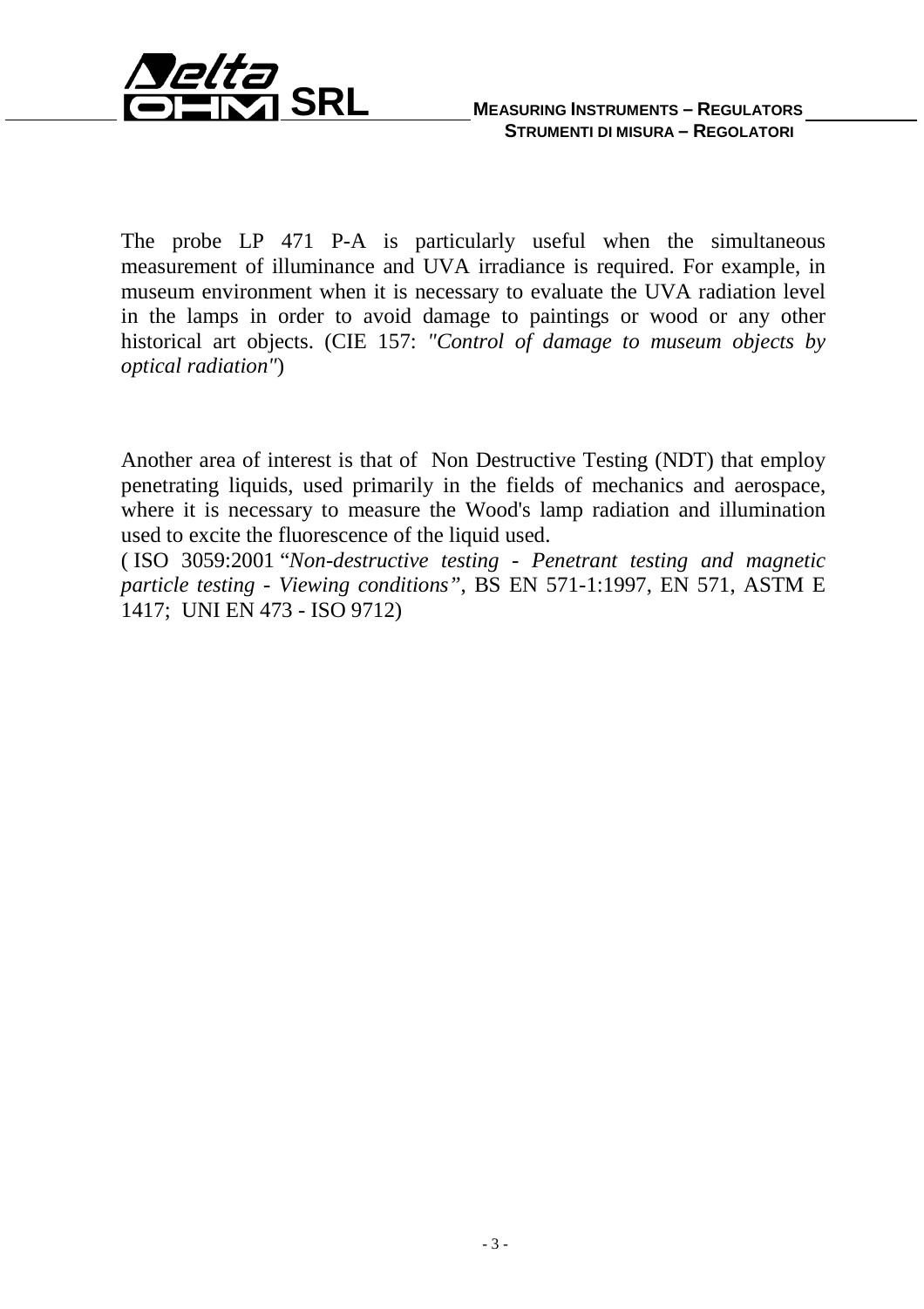The probe LP 471 P-A is particularly useful when the simultaneous measurement of illuminance and UVA irradiance is required. For example, in museum environment when it is necessary to evaluate the UVA radiation level in the lamps in order to avoid damage to paintings or wood or any other historical art objects. (CIE 157: *"Control of damage to museum objects by optical radiation"*)

Another area of interest is that of Non Destructive Testing (NDT) that employ penetrating liquids, used primarily in the fields of mechanics and aerospace, where it is necessary to measure the Wood's lamp radiation and illumination used to excite the fluorescence of the liquid used.
( ISO 3059:2001 *"Non-destructive testing - Penetrant testing and magnetic particle testing - Viewing conditions"*, BS EN 571-1:1997, EN 571, ASTM E 1417; UNI EN 473 - ISO 9712)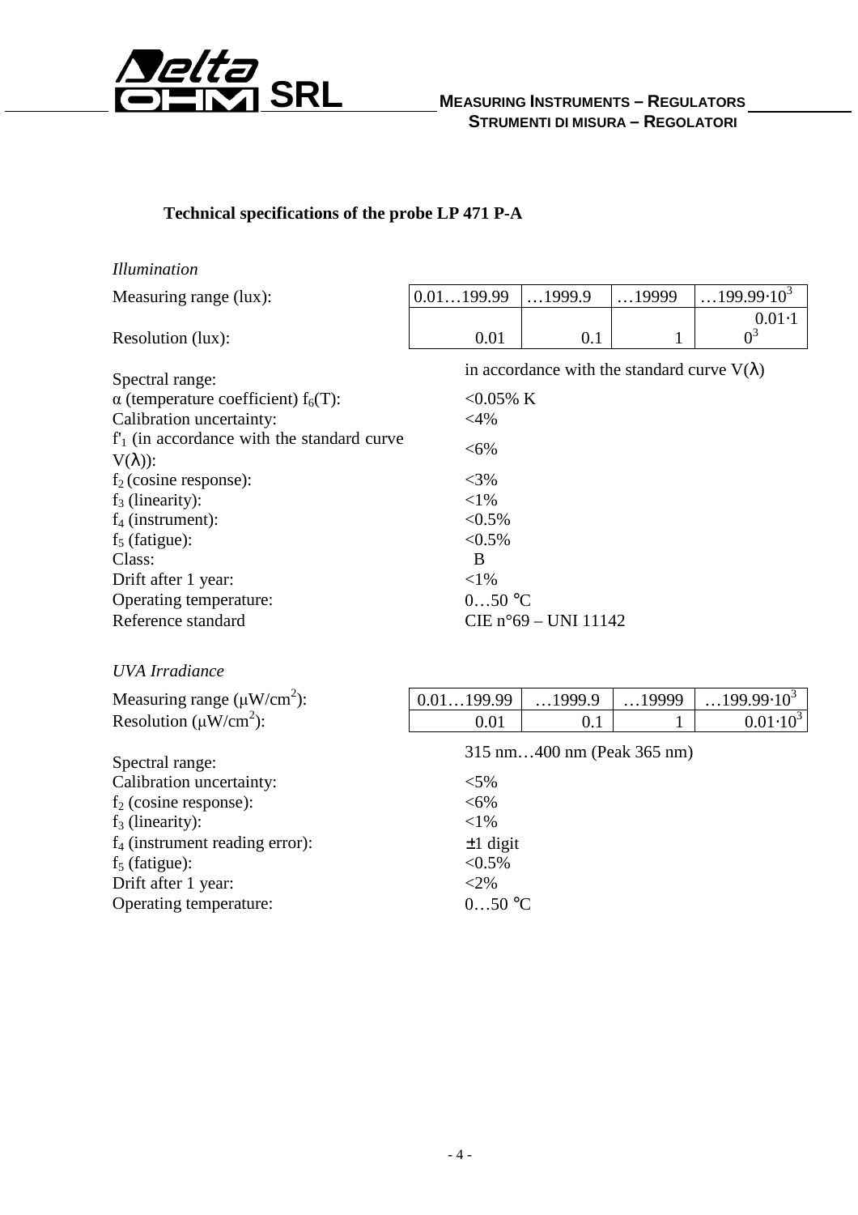### Technical specifications of the probe LP 471 P-A

*Illumination*

| | | | | |
|---|---|---|---|---|
| Measuring range (lux): | 0.01…199.99 | …1999.9 | …19999 | …199.99·$10^3$ |
| Resolution (lux): | 0.01 | 0.1 | 1 | 0.01·$10^3$ |

| | |
|---|---|
| Spectral range: | in accordance with the standard curve V(λ) |
| α (temperature coefficient) $f_6$(T): | <0.05% K |
| Calibration uncertainty: | <4% |
| $f'_1$ (in accordance with the standard curve V(λ)): | <6% |
| $f_2$ (cosine response): | <3% |
| $f_3$ (linearity): | <1% |
| $f_4$ (instrument): | <0.5% |
| $f_5$ (fatigue): | <0.5% |
| Class: | B |
| Drift after 1 year: | <1% |
| Operating temperature: | 0…50 °C |
| Reference standard | CIE n°69 – UNI 11142 |

*UVA Irradiance*

| | | | | |
|---|---|---|---|---|
| Measuring range (μW/cm²): | 0.01…199.99 | …1999.9 | …19999 | …199.99·$10^3$ |
| Resolution (μW/cm²): | 0.01 | 0.1 | 1 | 0.01·$10^3$ |

| | |
|---|---|
| Spectral range: | 315 nm…400 nm (Peak 365 nm) |
| Calibration uncertainty: | <5% |
| $f_2$ (cosine response): | <6% |
| $f_3$ (linearity): | <1% |
| $f_4$ (instrument reading error): | ±1 digit |
| $f_5$ (fatigue): | <0.5% |
| Drift after 1 year: | <2% |
| Operating temperature: | 0…50 °C |